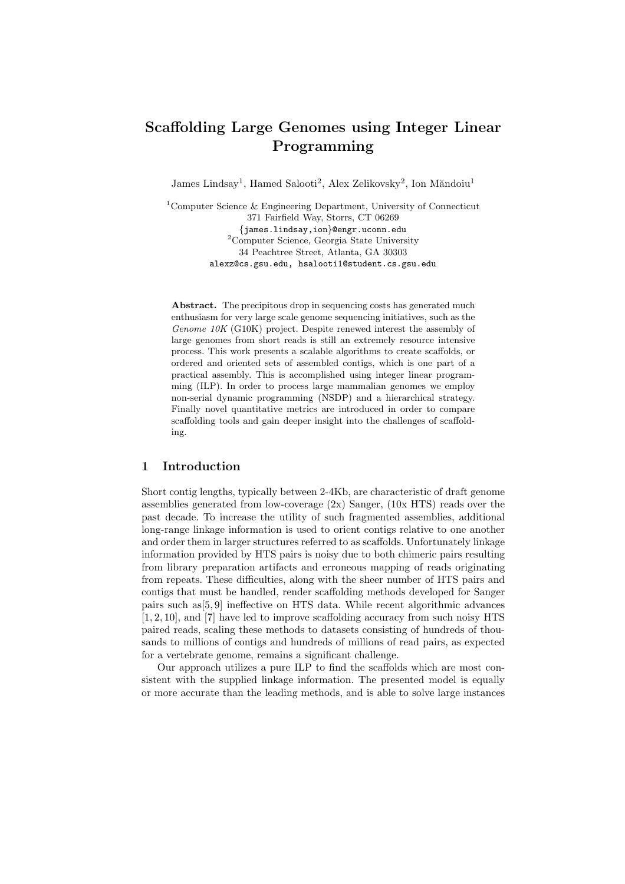# Scaffolding Large Genomes using Integer Linear Programming

James Lindsay[1], Hamed Salooti[2], Alex Zelikovsky[2], Ion Măndoiu[1]

[1]Computer Science & Engineering Department, University of Connecticut
371 Fairfield Way, Storrs, CT 06269
{james.lindsay,ion}@engr.uconn.edu
[2]Computer Science, Georgia State University
34 Peachtree Street, Atlanta, GA 30303
alexz@cs.gsu.edu, hsalooti1@student.cs.gsu.edu

**Abstract.** The precipitous drop in sequencing costs has generated much enthusiasm for very large scale genome sequencing initiatives, such as the *Genome 10K* (G10K) project. Despite renewed interest the assembly of large genomes from short reads is still an extremely resource intensive process. This work presents a scalable algorithms to create scaffolds, or ordered and oriented sets of assembled contigs, which is one part of a practical assembly. This is accomplished using integer linear programming (ILP). In order to process large mammalian genomes we employ non-serial dynamic programming (NSDP) and a hierarchical strategy. Finally novel quantitative metrics are introduced in order to compare scaffolding tools and gain deeper insight into the challenges of scaffolding.

## 1 Introduction

Short contig lengths, typically between 2-4Kb, are characteristic of draft genome assemblies generated from low-coverage (2x) Sanger, (10x HTS) reads over the past decade. To increase the utility of such fragmented assemblies, additional long-range linkage information is used to orient contigs relative to one another and order them in larger structures referred to as scaffolds. Unfortunately linkage information provided by HTS pairs is noisy due to both chimeric pairs resulting from library preparation artifacts and erroneous mapping of reads originating from repeats. These difficulties, along with the sheer number of HTS pairs and contigs that must be handled, render scaffolding methods developed for Sanger pairs such as[5, 9] ineffective on HTS data. While recent algorithmic advances [1, 2, 10], and [7] have led to improve scaffolding accuracy from such noisy HTS paired reads, scaling these methods to datasets consisting of hundreds of thousands to millions of contigs and hundreds of millions of read pairs, as expected for a vertebrate genome, remains a significant challenge.

Our approach utilizes a pure ILP to find the scaffolds which are most consistent with the supplied linkage information. The presented model is equally or more accurate than the leading methods, and is able to solve large instances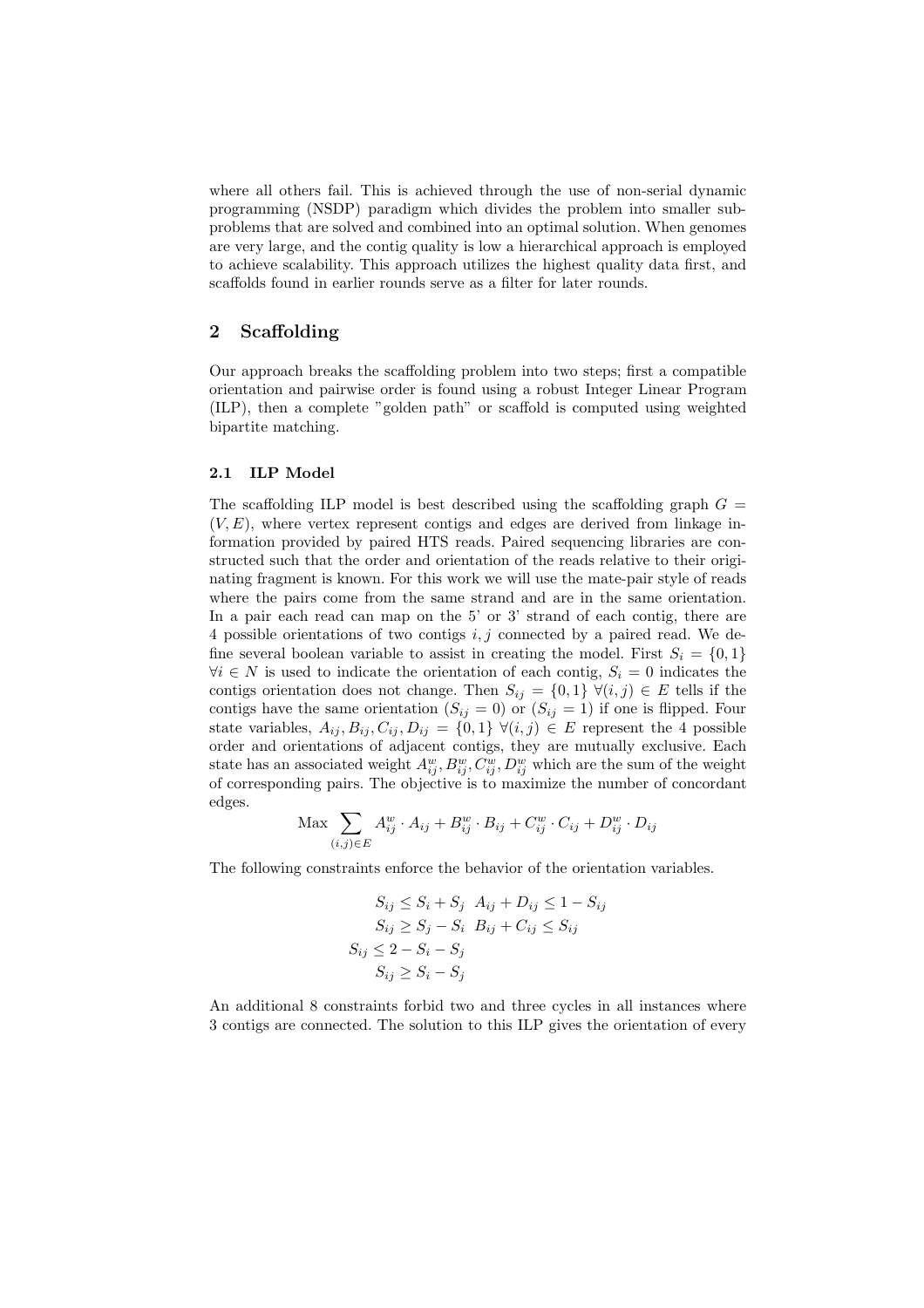where all others fail. This is achieved through the use of non-serial dynamic programming (NSDP) paradigm which divides the problem into smaller subproblems that are solved and combined into an optimal solution. When genomes are very large, and the contig quality is low a hierarchical approach is employed to achieve scalability. This approach utilizes the highest quality data first, and scaffolds found in earlier rounds serve as a filter for later rounds.

## 2 Scaffolding

Our approach breaks the scaffolding problem into two steps; first a compatible orientation and pairwise order is found using a robust Integer Linear Program (ILP), then a complete "golden path" or scaffold is computed using weighted bipartite matching.

### 2.1 ILP Model

The scaffolding ILP model is best described using the scaffolding graph $G = (V, E)$, where vertex represent contigs and edges are derived from linkage information provided by paired HTS reads. Paired sequencing libraries are constructed such that the order and orientation of the reads relative to their originating fragment is known. For this work we will use the mate-pair style of reads where the pairs come from the same strand and are in the same orientation. In a pair each read can map on the 5' or 3' strand of each contig, there are 4 possible orientations of two contigs $i, j$ connected by a paired read. We define several boolean variable to assist in creating the model. First $S_i = \{0, 1\}$ $\forall i \in N$ is used to indicate the orientation of each contig, $S_i = 0$ indicates the contigs orientation does not change. Then $S_{ij} = \{0, 1\}$ $\forall (i, j) \in E$ tells if the contigs have the same orientation ($S_{ij} = 0$) or ($S_{ij} = 1$) if one is flipped. Four state variables, $A_{ij}, B_{ij}, C_{ij}, D_{ij} = \{0, 1\}$ $\forall (i, j) \in E$ represent the 4 possible order and orientations of adjacent contigs, they are mutually exclusive. Each state has an associated weight $A^w_{ij}, B^w_{ij}, C^w_{ij}, D^w_{ij}$ which are the sum of the weight of corresponding pairs. The objective is to maximize the number of concordant edges.

$$\text{Max} \sum_{(i,j) \in E} A^w_{ij} \cdot A_{ij} + B^w_{ij} \cdot B_{ij} + C^w_{ij} \cdot C_{ij} + D^w_{ij} \cdot D_{ij}$$

The following constraints enforce the behavior of the orientation variables.

$$\begin{aligned}
S_{ij} &\leq S_i + S_j \quad A_{ij} + D_{ij} \leq 1 - S_{ij} \\
S_{ij} &\geq S_j - S_i \quad B_{ij} + C_{ij} \leq S_{ij} \\
S_{ij} &\leq 2 - S_i - S_j \\
S_{ij} &\geq S_i - S_j
\end{aligned}$$

An additional 8 constraints forbid two and three cycles in all instances where 3 contigs are connected. The solution to this ILP gives the orientation of every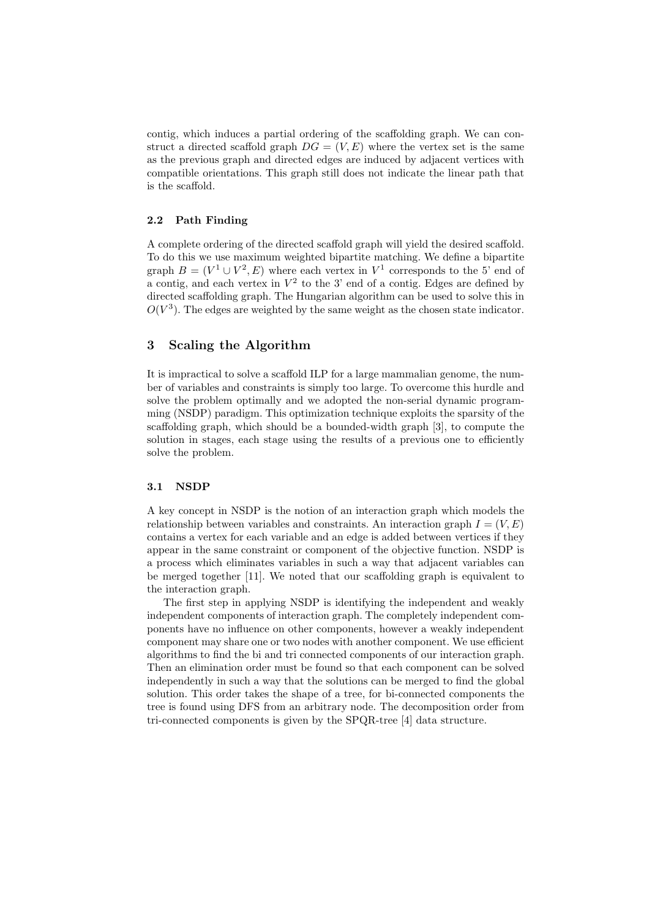contig, which induces a partial ordering of the scaffolding graph. We can construct a directed scaffold graph $DG = (V, E)$ where the vertex set is the same as the previous graph and directed edges are induced by adjacent vertices with compatible orientations. This graph still does not indicate the linear path that is the scaffold.

### 2.2 Path Finding

A complete ordering of the directed scaffold graph will yield the desired scaffold. To do this we use maximum weighted bipartite matching. We define a bipartite graph $B = (V^1 \cup V^2, E)$ where each vertex in $V^1$ corresponds to the 5' end of a contig, and each vertex in $V^2$ to the 3' end of a contig. Edges are defined by directed scaffolding graph. The Hungarian algorithm can be used to solve this in $O(V^3)$. The edges are weighted by the same weight as the chosen state indicator.

## 3 Scaling the Algorithm

It is impractical to solve a scaffold ILP for a large mammalian genome, the number of variables and constraints is simply too large. To overcome this hurdle and solve the problem optimally and we adopted the non-serial dynamic programming (NSDP) paradigm. This optimization technique exploits the sparsity of the scaffolding graph, which should be a bounded-width graph [3], to compute the solution in stages, each stage using the results of a previous one to efficiently solve the problem.

### 3.1 NSDP

A key concept in NSDP is the notion of an interaction graph which models the relationship between variables and constraints. An interaction graph $I = (V, E)$ contains a vertex for each variable and an edge is added between vertices if they appear in the same constraint or component of the objective function. NSDP is a process which eliminates variables in such a way that adjacent variables can be merged together [11]. We noted that our scaffolding graph is equivalent to the interaction graph.

The first step in applying NSDP is identifying the independent and weakly independent components of interaction graph. The completely independent components have no influence on other components, however a weakly independent component may share one or two nodes with another component. We use efficient algorithms to find the bi and tri connected components of our interaction graph. Then an elimination order must be found so that each component can be solved independently in such a way that the solutions can be merged to find the global solution. This order takes the shape of a tree, for bi-connected components the tree is found using DFS from an arbitrary node. The decomposition order from tri-connected components is given by the SPQR-tree [4] data structure.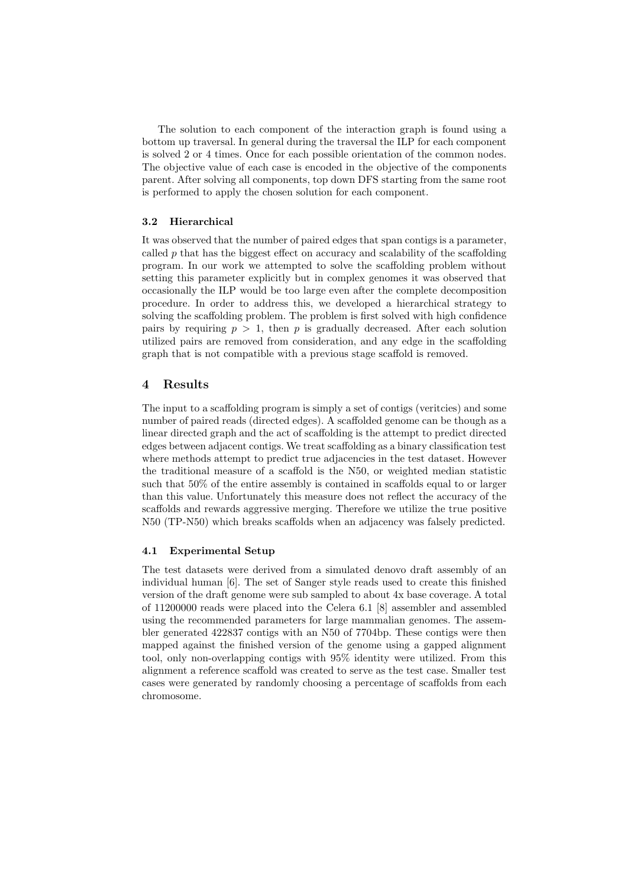The solution to each component of the interaction graph is found using a bottom up traversal. In general during the traversal the ILP for each component is solved 2 or 4 times. Once for each possible orientation of the common nodes. The objective value of each case is encoded in the objective of the components parent. After solving all components, top down DFS starting from the same root is performed to apply the chosen solution for each component.

### 3.2 Hierarchical

It was observed that the number of paired edges that span contigs is a parameter, called $p$ that has the biggest effect on accuracy and scalability of the scaffolding program. In our work we attempted to solve the scaffolding problem without setting this parameter explicitly but in complex genomes it was observed that occasionally the ILP would be too large even after the complete decomposition procedure. In order to address this, we developed a hierarchical strategy to solving the scaffolding problem. The problem is first solved with high confidence pairs by requiring $p > 1$, then $p$ is gradually decreased. After each solution utilized pairs are removed from consideration, and any edge in the scaffolding graph that is not compatible with a previous stage scaffold is removed.

## 4 Results

The input to a scaffolding program is simply a set of contigs (veritcies) and some number of paired reads (directed edges). A scaffolded genome can be though as a linear directed graph and the act of scaffolding is the attempt to predict directed edges between adjacent contigs. We treat scaffolding as a binary classification test where methods attempt to predict true adjacencies in the test dataset. However the traditional measure of a scaffold is the N50, or weighted median statistic such that 50% of the entire assembly is contained in scaffolds equal to or larger than this value. Unfortunately this measure does not reflect the accuracy of the scaffolds and rewards aggressive merging. Therefore we utilize the true positive N50 (TP-N50) which breaks scaffolds when an adjacency was falsely predicted.

### 4.1 Experimental Setup

The test datasets were derived from a simulated denovo draft assembly of an individual human [6]. The set of Sanger style reads used to create this finished version of the draft genome were sub sampled to about 4x base coverage. A total of 11200000 reads were placed into the Celera 6.1 [8] assembler and assembled using the recommended parameters for large mammalian genomes. The assembler generated 422837 contigs with an N50 of 7704bp. These contigs were then mapped against the finished version of the genome using a gapped alignment tool, only non-overlapping contigs with 95% identity were utilized. From this alignment a reference scaffold was created to serve as the test case. Smaller test cases were generated by randomly choosing a percentage of scaffolds from each chromosome.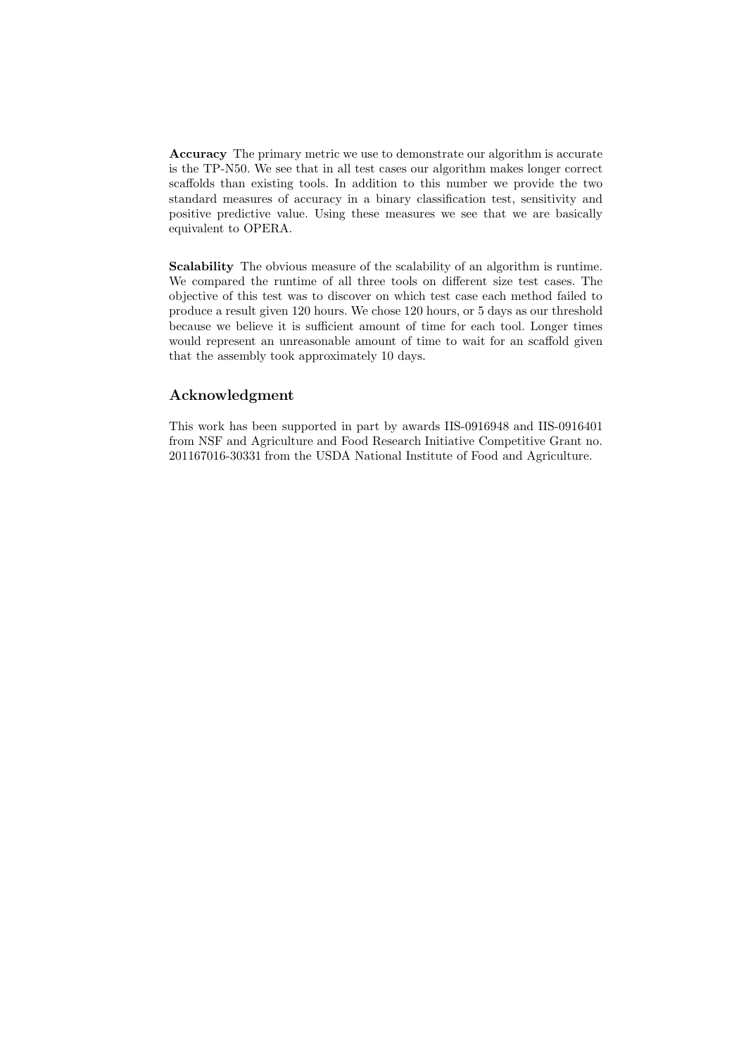**Accuracy** The primary metric we use to demonstrate our algorithm is accurate is the TP-N50. We see that in all test cases our algorithm makes longer correct scaffolds than existing tools. In addition to this number we provide the two standard measures of accuracy in a binary classification test, sensitivity and positive predictive value. Using these measures we see that we are basically equivalent to OPERA.

**Scalability** The obvious measure of the scalability of an algorithm is runtime. We compared the runtime of all three tools on different size test cases. The objective of this test was to discover on which test case each method failed to produce a result given 120 hours. We chose 120 hours, or 5 days as our threshold because we believe it is sufficient amount of time for each tool. Longer times would represent an unreasonable amount of time to wait for an scaffold given that the assembly took approximately 10 days.

## Acknowledgment

This work has been supported in part by awards IIS-0916948 and IIS-0916401 from NSF and Agriculture and Food Research Initiative Competitive Grant no. 201167016-30331 from the USDA National Institute of Food and Agriculture.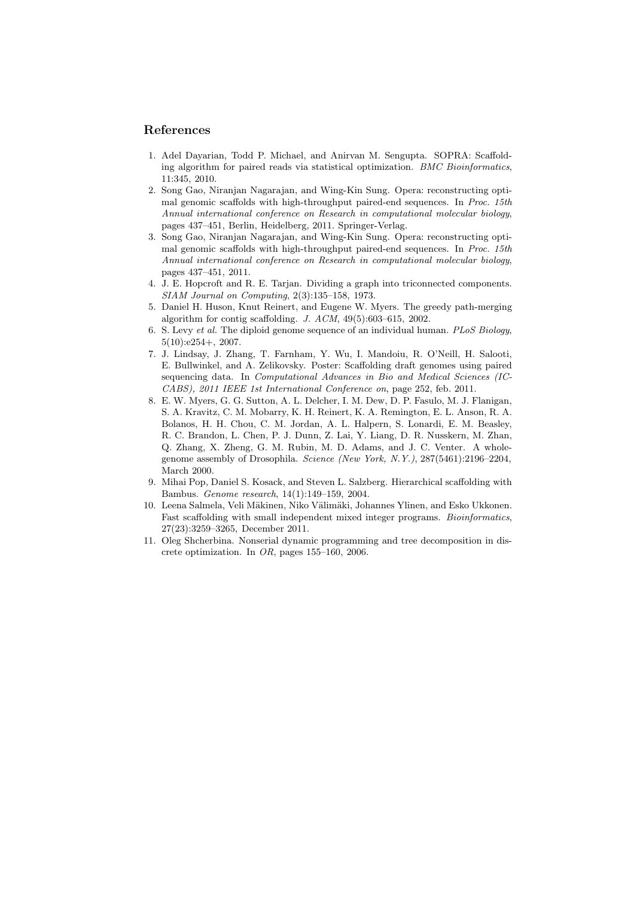## References

1. Adel Dayarian, Todd P. Michael, and Anirvan M. Sengupta. SOPRA: Scaffolding algorithm for paired reads via statistical optimization. *BMC Bioinformatics*, 11:345, 2010.
2. Song Gao, Niranjan Nagarajan, and Wing-Kin Sung. Opera: reconstructing optimal genomic scaffolds with high-throughput paired-end sequences. In *Proc. 15th Annual international conference on Research in computational molecular biology*, pages 437–451, Berlin, Heidelberg, 2011. Springer-Verlag.
3. Song Gao, Niranjan Nagarajan, and Wing-Kin Sung. Opera: reconstructing optimal genomic scaffolds with high-throughput paired-end sequences. In *Proc. 15th Annual international conference on Research in computational molecular biology*, pages 437–451, 2011.
4. J. E. Hopcroft and R. E. Tarjan. Dividing a graph into triconnected components. *SIAM Journal on Computing*, 2(3):135–158, 1973.
5. Daniel H. Huson, Knut Reinert, and Eugene W. Myers. The greedy path-merging algorithm for contig scaffolding. *J. ACM*, 49(5):603–615, 2002.
6. S. Levy *et al.* The diploid genome sequence of an individual human. *PLoS Biology*, 5(10):e254+, 2007.
7. J. Lindsay, J. Zhang, T. Farnham, Y. Wu, I. Mandoiu, R. O'Neill, H. Salooti, E. Bullwinkel, and A. Zelikovsky. Poster: Scaffolding draft genomes using paired sequencing data. In *Computational Advances in Bio and Medical Sciences (ICCABS), 2011 IEEE 1st International Conference on*, page 252, feb. 2011.
8. E. W. Myers, G. G. Sutton, A. L. Delcher, I. M. Dew, D. P. Fasulo, M. J. Flanigan, S. A. Kravitz, C. M. Mobarry, K. H. Reinert, K. A. Remington, E. L. Anson, R. A. Bolanos, H. H. Chou, C. M. Jordan, A. L. Halpern, S. Lonardi, E. M. Beasley, R. C. Brandon, L. Chen, P. J. Dunn, Z. Lai, Y. Liang, D. R. Nusskern, M. Zhan, Q. Zhang, X. Zheng, G. M. Rubin, M. D. Adams, and J. C. Venter. A whole-genome assembly of Drosophila. *Science (New York, N.Y.)*, 287(5461):2196–2204, March 2000.
9. Mihai Pop, Daniel S. Kosack, and Steven L. Salzberg. Hierarchical scaffolding with Bambus. *Genome research*, 14(1):149–159, 2004.
10. Leena Salmela, Veli Mäkinen, Niko Välimäki, Johannes Ylinen, and Esko Ukkonen. Fast scaffolding with small independent mixed integer programs. *Bioinformatics*, 27(23):3259–3265, December 2011.
11. Oleg Shcherbina. Nonserial dynamic programming and tree decomposition in discrete optimization. In *OR*, pages 155–160, 2006.